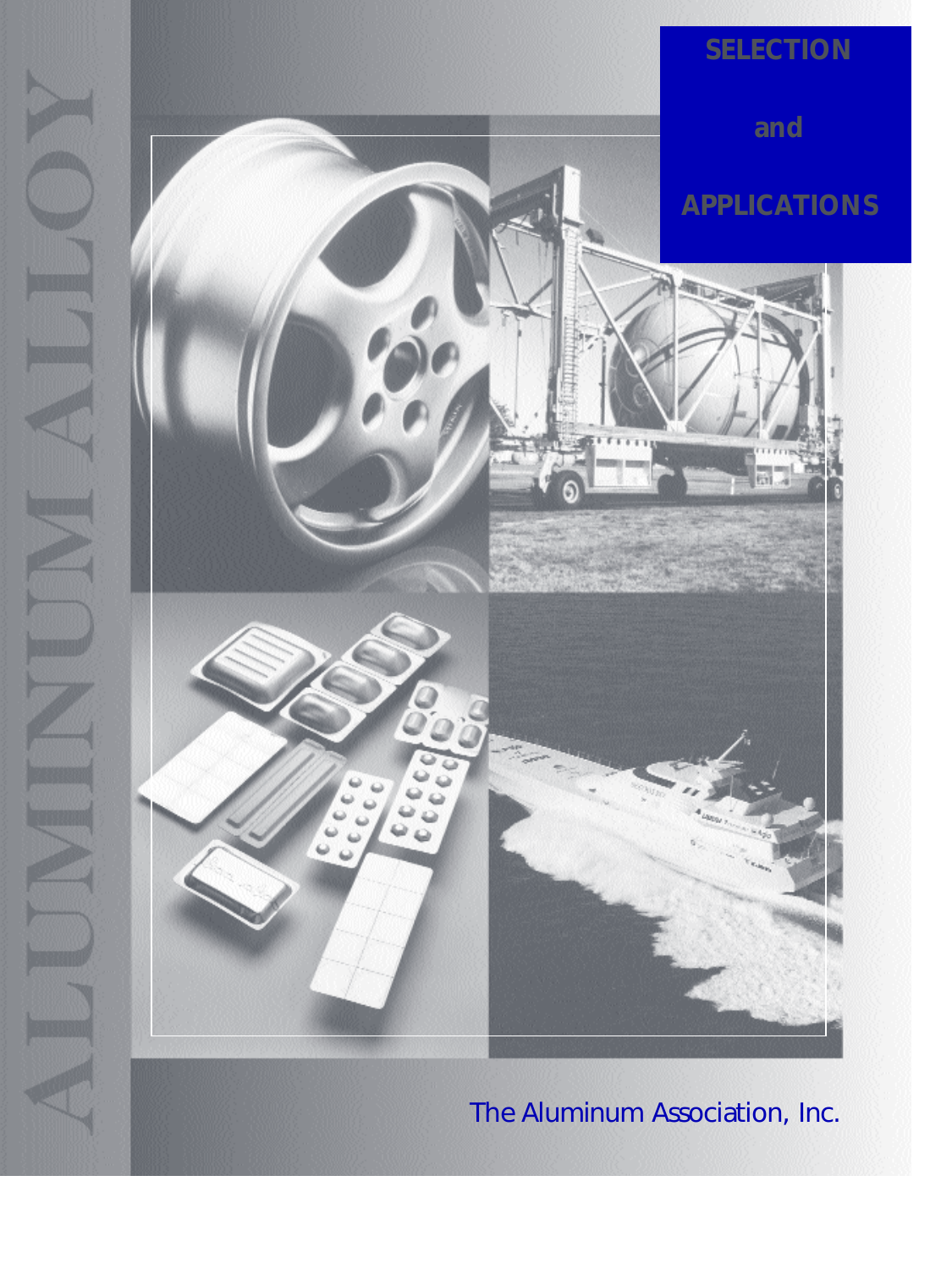# ALUMINUM ALLOY

# SELECTION and APPLICATIONS

The Aluminum Association, Inc.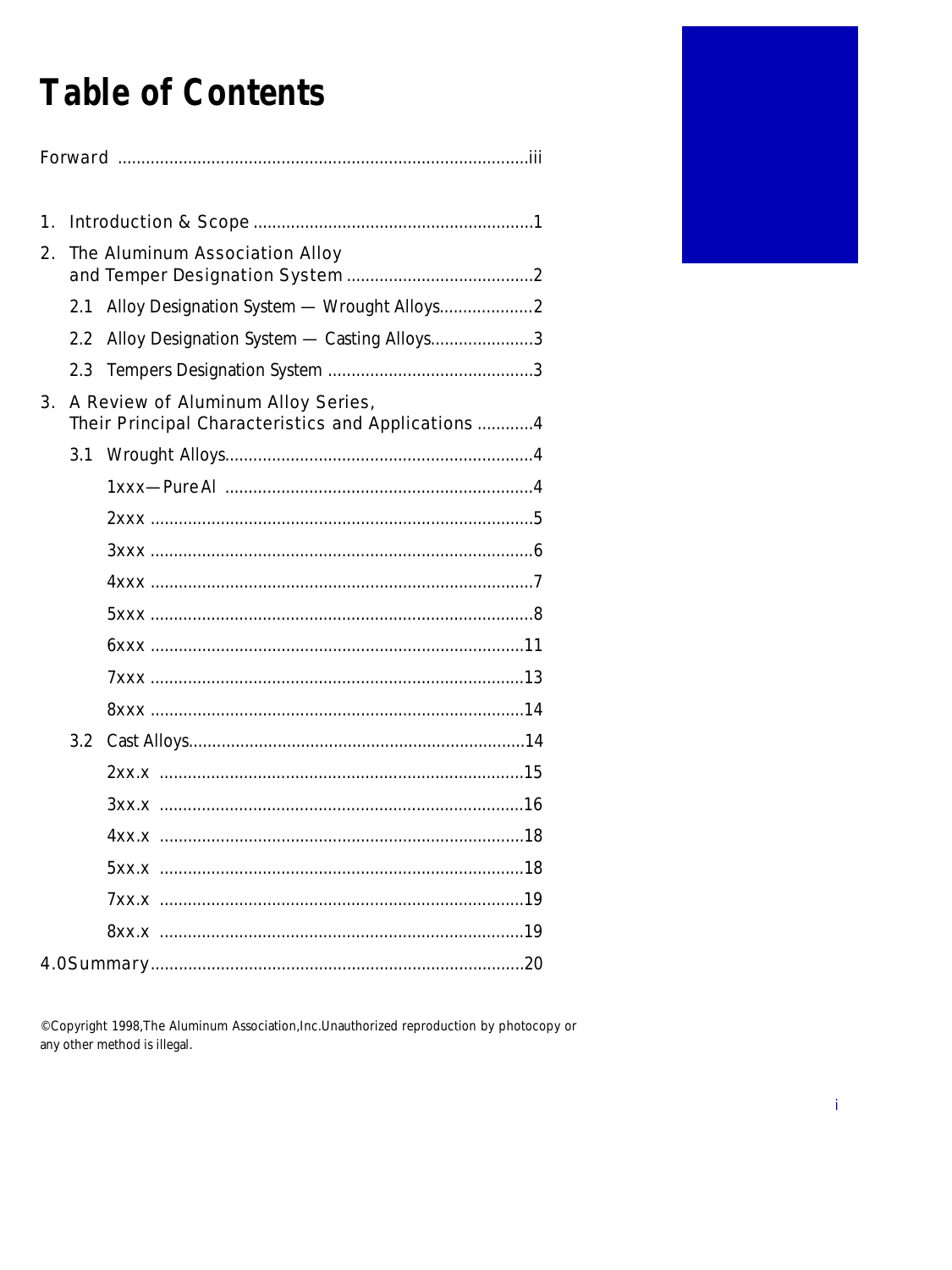# Table of Contents

Forward .......................................................................................iii

1. Introduction & Scope ............................................................1
2. The Aluminum Association Alloy and Temper Designation System ........................................2
   - 2.1 Alloy Designation System — Wrought Alloys....................2
   - 2.2 Alloy Designation System — Casting Alloys......................3
   - 2.3 Tempers Designation System ............................................3
3. A Review of Aluminum Alloy Series, Their Principal Characteristics and Applications ............4
   - 3.1 Wrought Alloys.................................................................4
     - 1xxx—Pure Al .................................................................4
     - 2xxx .................................................................................5
     - 3xxx .................................................................................6
     - 4xxx .................................................................................7
     - 5xxx .................................................................................8
     - 6xxx ...............................................................................11
     - 7xxx ...............................................................................13
     - 8xxx ...............................................................................14
   - 3.2 Cast Alloys.......................................................................14
     - 2xx.x .............................................................................15
     - 3xx.x .............................................................................16
     - 4xx.x .............................................................................18
     - 5xx.x .............................................................................18
     - 7xx.x .............................................................................19
     - 8xx.x .............................................................................19

4.0 Summary...............................................................................20

©Copyright 1998,The Aluminum Association,Inc.Unauthorized reproduction by photocopy or any other method is illegal.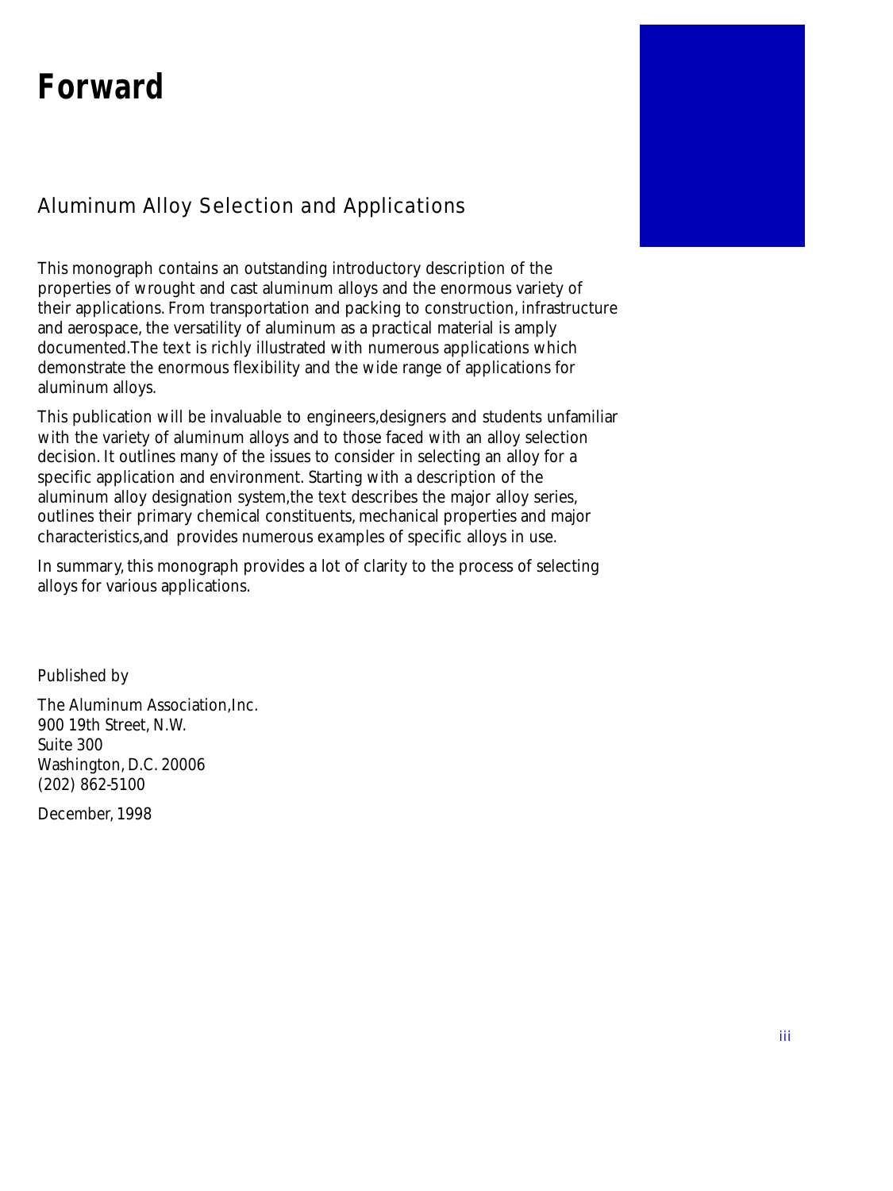# Forward

## Aluminum Alloy Selection and Applications

This monograph contains an outstanding introductory description of the properties of wrought and cast aluminum alloys and the enormous variety of their applications. From transportation and packing to construction, infrastructure and aerospace, the versatility of aluminum as a practical material is amply documented.The text is richly illustrated with numerous applications which demonstrate the enormous flexibility and the wide range of applications for aluminum alloys.

This publication will be invaluable to engineers,designers and students unfamiliar with the variety of aluminum alloys and to those faced with an alloy selection decision. It outlines many of the issues to consider in selecting an alloy for a specific application and environment. Starting with a description of the aluminum alloy designation system,the text describes the major alloy series, outlines their primary chemical constituents, mechanical properties and major characteristics,and provides numerous examples of specific alloys in use.

In summary, this monograph provides a lot of clarity to the process of selecting alloys for various applications.

Published by

The Aluminum Association,Inc.
900 19th Street, N.W.
Suite 300
Washington, D.C. 20006
(202) 862-5100

December, 1998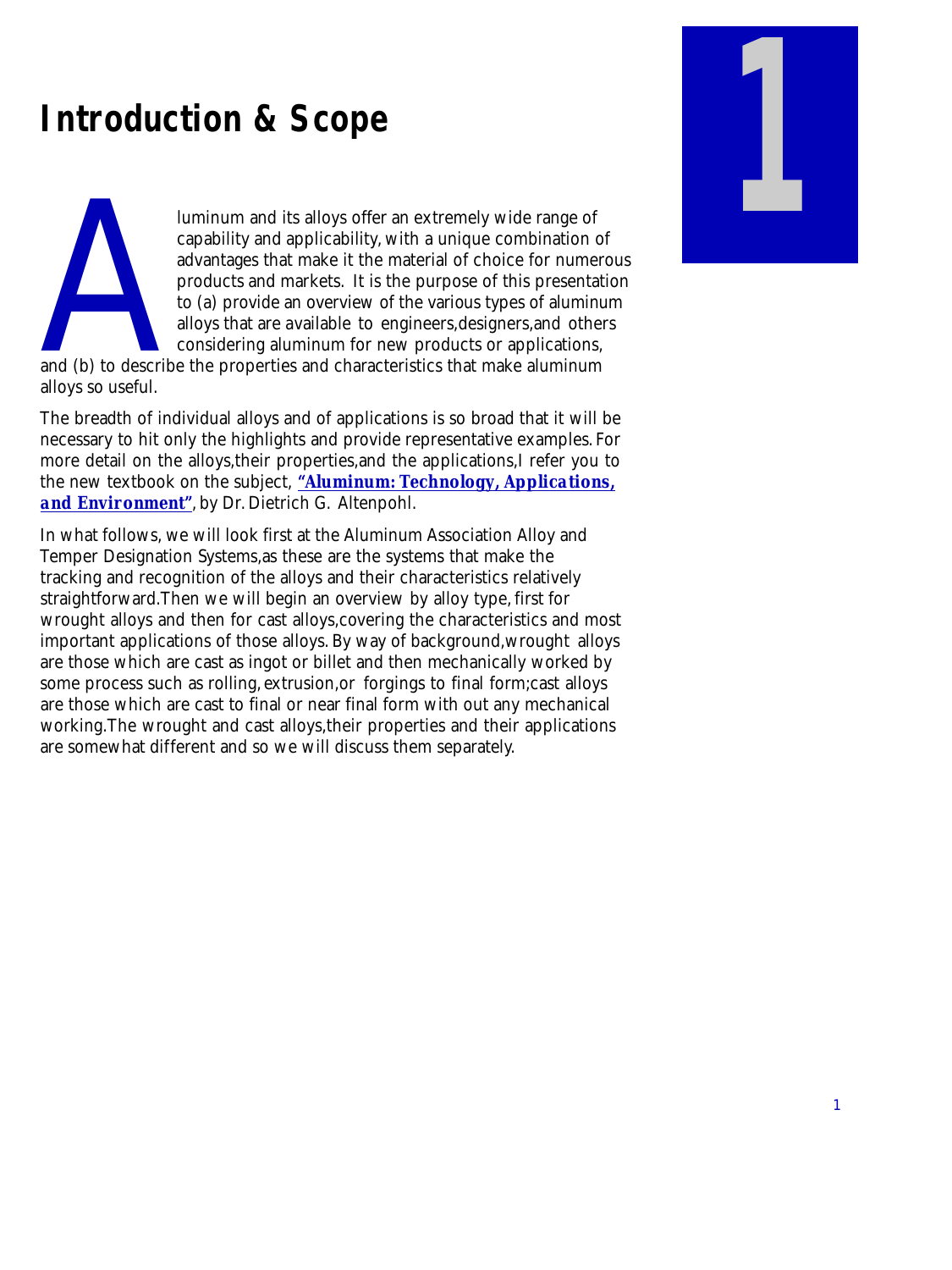# Introduction & Scope

Aluminum and its alloys offer an extremely wide range of capability and applicability, with a unique combination of advantages that make it the material of choice for numerous products and markets. It is the purpose of this presentation to (a) provide an overview of the various types of aluminum alloys that are available to engineers,designers,and others considering aluminum for new products or applications, and (b) to describe the properties and characteristics that make aluminum alloys so useful.

The breadth of individual alloys and of applications is so broad that it will be necessary to hit only the highlights and provide representative examples. For more detail on the alloys,their properties,and the applications,I refer you to the new textbook on the subject, **"Aluminum: Technology, Applications, and Environment"**, by Dr. Dietrich G. Altenpohl.

In what follows, we will look first at the Aluminum Association Alloy and Temper Designation Systems,as these are the systems that make the tracking and recognition of the alloys and their characteristics relatively straightforward.Then we will begin an overview by alloy type, first for wrought alloys and then for cast alloys,covering the characteristics and most important applications of those alloys. By way of background,wrought alloys are those which are cast as ingot or billet and then mechanically worked by some process such as rolling, extrusion,or forgings to final form;cast alloys are those which are cast to final or near final form with out any mechanical working.The wrought and cast alloys,their properties and their applications are somewhat different and so we will discuss them separately.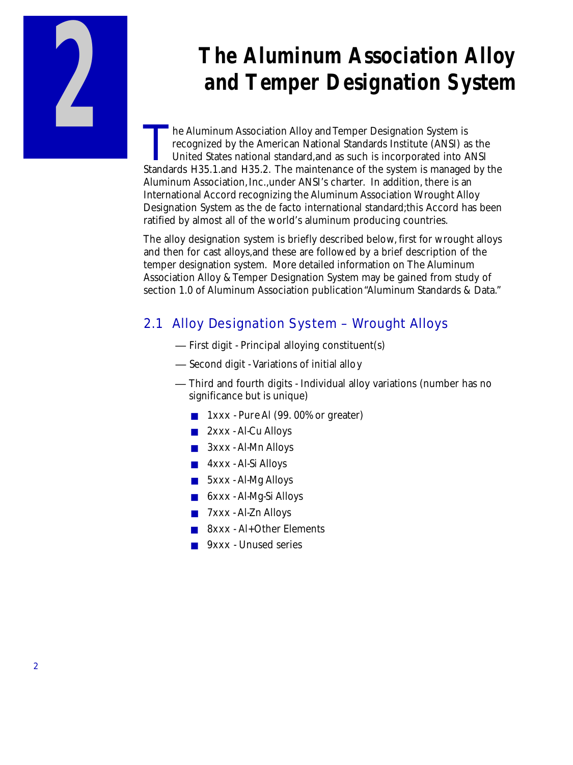# 2 The Aluminum Association Alloy and Temper Designation System

The Aluminum Association Alloy and Temper Designation System is recognized by the American National Standards Institute (ANSI) as the United States national standard,and as such is incorporated into ANSI Standards H35.1.and H35.2. The maintenance of the system is managed by the Aluminum Association, Inc.,under ANSI's charter. In addition, there is an International Accord recognizing the Aluminum Association Wrought Alloy Designation System as the de facto international standard;this Accord has been ratified by almost all of the world's aluminum producing countries.

The alloy designation system is briefly described below, first for wrought alloys and then for cast alloys,and these are followed by a brief description of the temper designation system. More detailed information on The Aluminum Association Alloy & Temper Designation System may be gained from study of section 1.0 of Aluminum Association publication "Aluminum Standards & Data."

## 2.1 Alloy Designation System – Wrought Alloys

- First digit - Principal alloying constituent(s)
- Second digit - Variations of initial alloy
- Third and fourth digits - Individual alloy variations (number has no significance but is unique)
  - 1xxx - Pure Al (99. 00% or greater)
  - 2xxx - Al-Cu Alloys
  - 3xxx - Al-Mn Alloys
  - 4xxx - Al-Si Alloys
  - 5xxx - Al-Mg Alloys
  - 6xxx - Al-Mg-Si Alloys
  - 7xxx - Al-Zn Alloys
  - 8xxx - Al+Other Elements
  - 9xxx - Unused series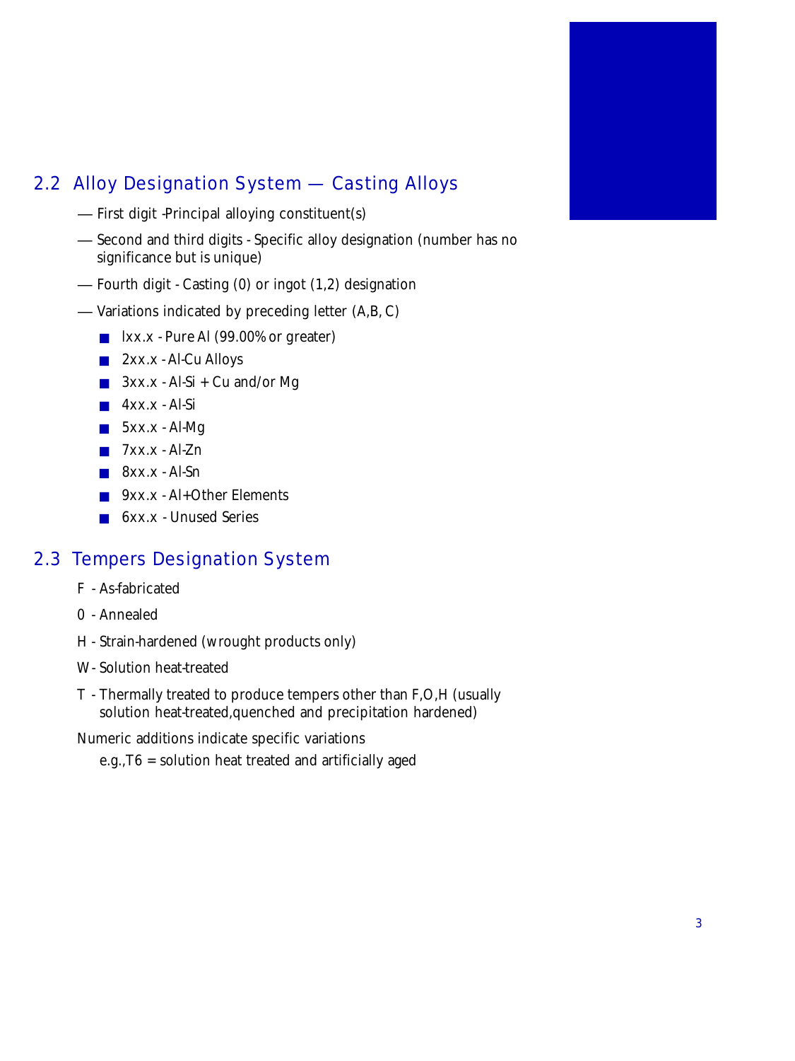## 2.2 Alloy Designation System — Casting Alloys

— First digit -Principal alloying constituent(s)

— Second and third digits - Specific alloy designation (number has no significance but is unique)

— Fourth digit - Casting (0) or ingot (1,2) designation

— Variations indicated by preceding letter (A,B, C)

- lxx.x - Pure Al (99.00% or greater)
- 2xx.x - Al-Cu Alloys
- 3xx.x - Al-Si + Cu and/or Mg
- 4xx.x - Al-Si
- 5xx.x - Al-Mg
- 7xx.x - Al-Zn
- 8xx.x - Al-Sn
- 9xx.x - Al+Other Elements
- 6xx.x - Unused Series

## 2.3 Tempers Designation System

F - As-fabricated

0 - Annealed

H - Strain-hardened (wrought products only)

W - Solution heat-treated

T - Thermally treated to produce tempers other than F,O,H (usually solution heat-treated,quenched and precipitation hardened)

Numeric additions indicate specific variations

e.g.,T6 = solution heat treated and artificially aged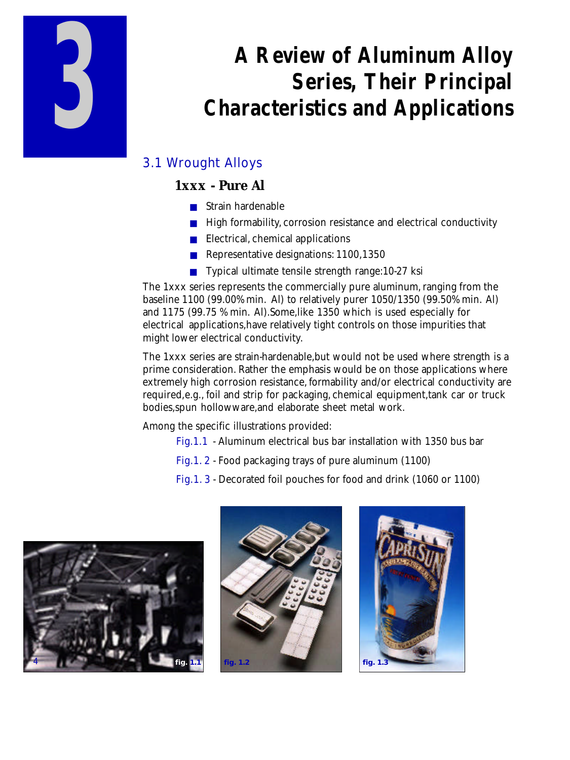# 3 A Review of Aluminum Alloy Series, Their Principal Characteristics and Applications

## 3.1 Wrought Alloys

### 1xxx - Pure Al

- Strain hardenable
- High formability, corrosion resistance and electrical conductivity
- Electrical, chemical applications
- Representative designations: 1100,1350
- Typical ultimate tensile strength range:10-27 ksi

The 1xxx series represents the commercially pure aluminum, ranging from the baseline 1100 (99.00% min. Al) to relatively purer 1050/1350 (99.50% min. Al) and 1175 (99.75 % min. Al).Some,like 1350 which is used especially for electrical applications,have relatively tight controls on those impurities that might lower electrical conductivity.

The 1xxx series are strain-hardenable,but would not be used where strength is a prime consideration. Rather the emphasis would be on those applications where extremely high corrosion resistance, formability and/or electrical conductivity are required,e.g., foil and strip for packaging, chemical equipment,tank car or truck bodies,spun hollowware,and elaborate sheet metal work.

Among the specific illustrations provided:

Fig.1.1 - Aluminum electrical bus bar installation with 1350 bus bar

Fig.1. 2 - Food packaging trays of pure aluminum (1100)

Fig.1. 3 - Decorated foil pouches for food and drink (1060 or 1100)

fig. 1.1

fig. 1.2

fig. 1.3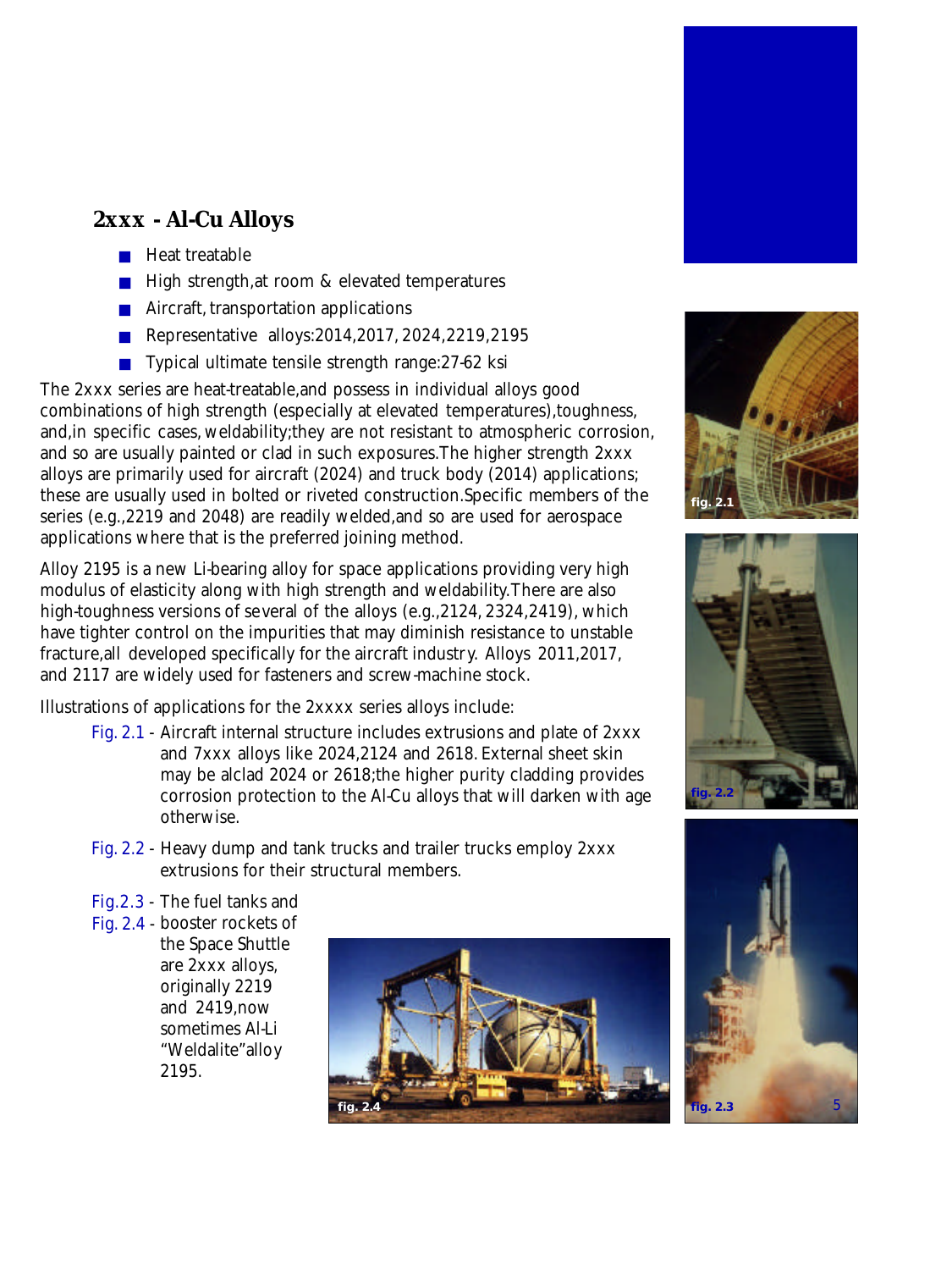## 2xxx - Al-Cu Alloys

- Heat treatable
- High strength,at room & elevated temperatures
- Aircraft, transportation applications
- Representative alloys:2014,2017, 2024,2219,2195
- Typical ultimate tensile strength range:27-62 ksi

The 2xxx series are heat-treatable,and possess in individual alloys good combinations of high strength (especially at elevated temperatures),toughness, and,in specific cases, weldability;they are not resistant to atmospheric corrosion, and so are usually painted or clad in such exposures.The higher strength 2xxx alloys are primarily used for aircraft (2024) and truck body (2014) applications; these are usually used in bolted or riveted construction.Specific members of the series (e.g.,2219 and 2048) are readily welded,and so are used for aerospace applications where that is the preferred joining method.

Alloy 2195 is a new Li-bearing alloy for space applications providing very high modulus of elasticity along with high strength and weldability.There are also high-toughness versions of several of the alloys (e.g.,2124, 2324,2419), which have tighter control on the impurities that may diminish resistance to unstable fracture,all developed specifically for the aircraft industry. Alloys 2011,2017, and 2117 are widely used for fasteners and screw-machine stock.

Illustrations of applications for the 2xxxx series alloys include:

Fig. 2.1 - Aircraft internal structure includes extrusions and plate of 2xxx and 7xxx alloys like 2024,2124 and 2618. External sheet skin may be alclad 2024 or 2618;the higher purity cladding provides corrosion protection to the Al-Cu alloys that will darken with age otherwise.

Fig. 2.2 - Heavy dump and tank trucks and trailer trucks employ 2xxx extrusions for their structural members.

Fig.2.3 - The fuel tanks and
Fig. 2.4 - booster rockets of the Space Shuttle are 2xxx alloys, originally 2219 and 2419,now sometimes Al-Li "Weldalite" alloy 2195.

fig. 2.1

fig. 2.2

fig. 2.4

fig. 2.3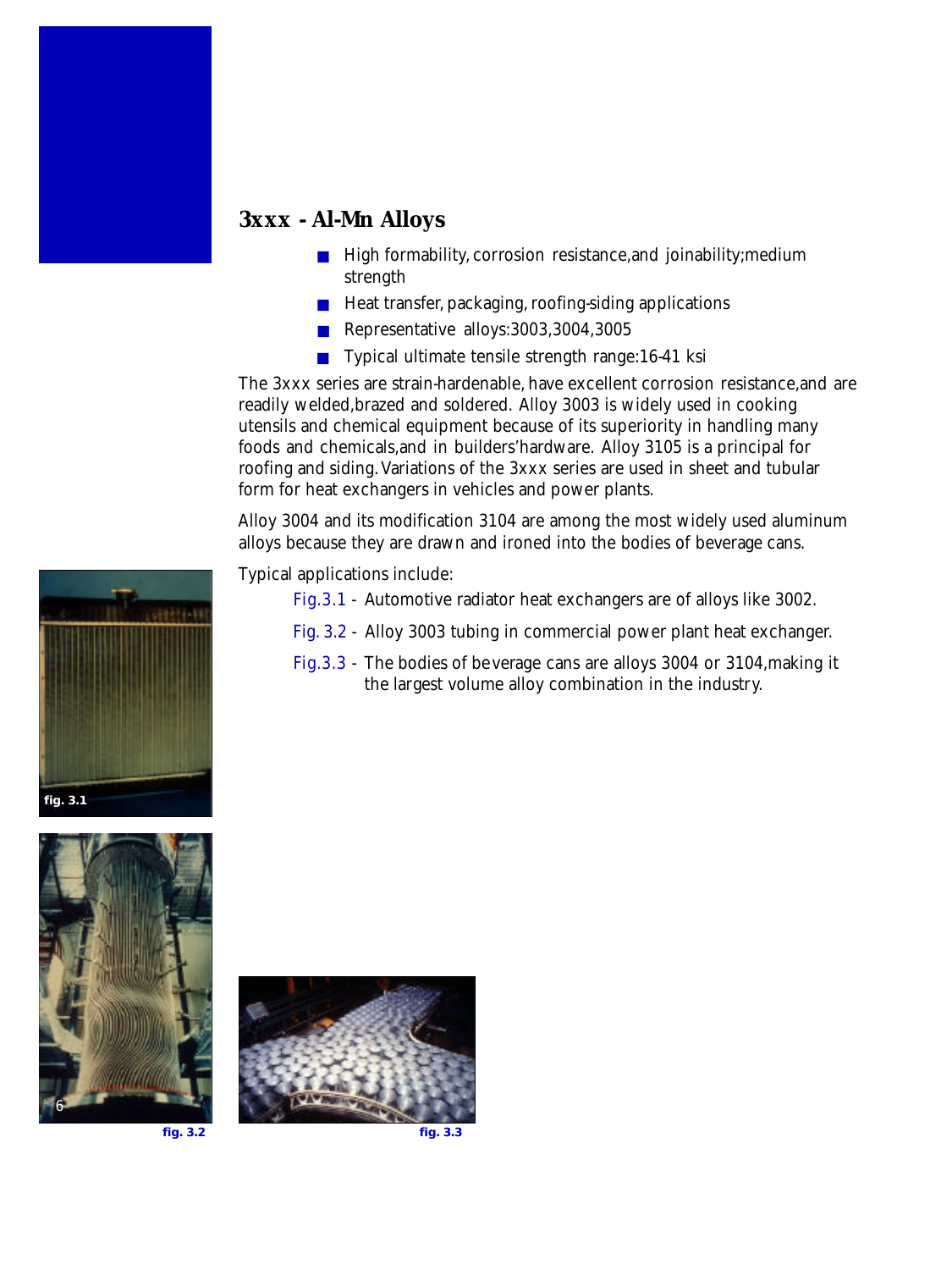## 3xxx - Al-Mn Alloys

- High formability, corrosion resistance, and joinability; medium strength
- Heat transfer, packaging, roofing-siding applications
- Representative alloys: 3003, 3004, 3005
- Typical ultimate tensile strength range: 16-41 ksi

The 3xxx series are strain-hardenable, have excellent corrosion resistance, and are readily welded, brazed and soldered. Alloy 3003 is widely used in cooking utensils and chemical equipment because of its superiority in handling many foods and chemicals, and in builders' hardware. Alloy 3105 is a principal for roofing and siding. Variations of the 3xxx series are used in sheet and tubular form for heat exchangers in vehicles and power plants.

Alloy 3004 and its modification 3104 are among the most widely used aluminum alloys because they are drawn and ironed into the bodies of beverage cans.

Typical applications include:

Fig. 3.1 - Automotive radiator heat exchangers are of alloys like 3002.

Fig. 3.2 - Alloy 3003 tubing in commercial power plant heat exchanger.

Fig. 3.3 - The bodies of beverage cans are alloys 3004 or 3104, making it the largest volume alloy combination in the industry.

fig. 3.1

fig. 3.2

fig. 3.3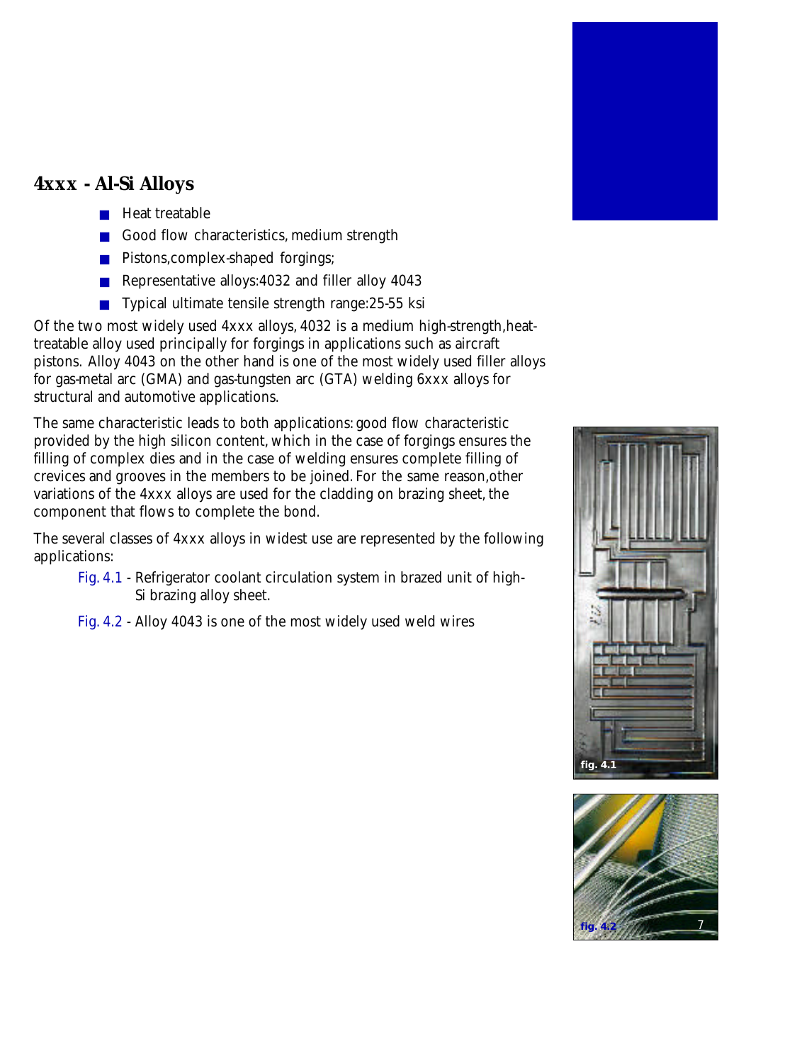## 4xxx - Al-Si Alloys

- Heat treatable
- Good flow characteristics, medium strength
- Pistons,complex-shaped forgings;
- Representative alloys:4032 and filler alloy 4043
- Typical ultimate tensile strength range:25-55 ksi

Of the two most widely used 4xxx alloys, 4032 is a medium high-strength,heat-treatable alloy used principally for forgings in applications such as aircraft pistons. Alloy 4043 on the other hand is one of the most widely used filler alloys for gas-metal arc (GMA) and gas-tungsten arc (GTA) welding 6xxx alloys for structural and automotive applications.

The same characteristic leads to both applications: good flow characteristic provided by the high silicon content, which in the case of forgings ensures the filling of complex dies and in the case of welding ensures complete filling of crevices and grooves in the members to be joined. For the same reason,other variations of the 4xxx alloys are used for the cladding on brazing sheet, the component that flows to complete the bond.

The several classes of 4xxx alloys in widest use are represented by the following applications:

Fig. 4.1 - Refrigerator coolant circulation system in brazed unit of high-Si brazing alloy sheet.

Fig. 4.2 - Alloy 4043 is one of the most widely used weld wires

fig. 4.1

fig. 4.2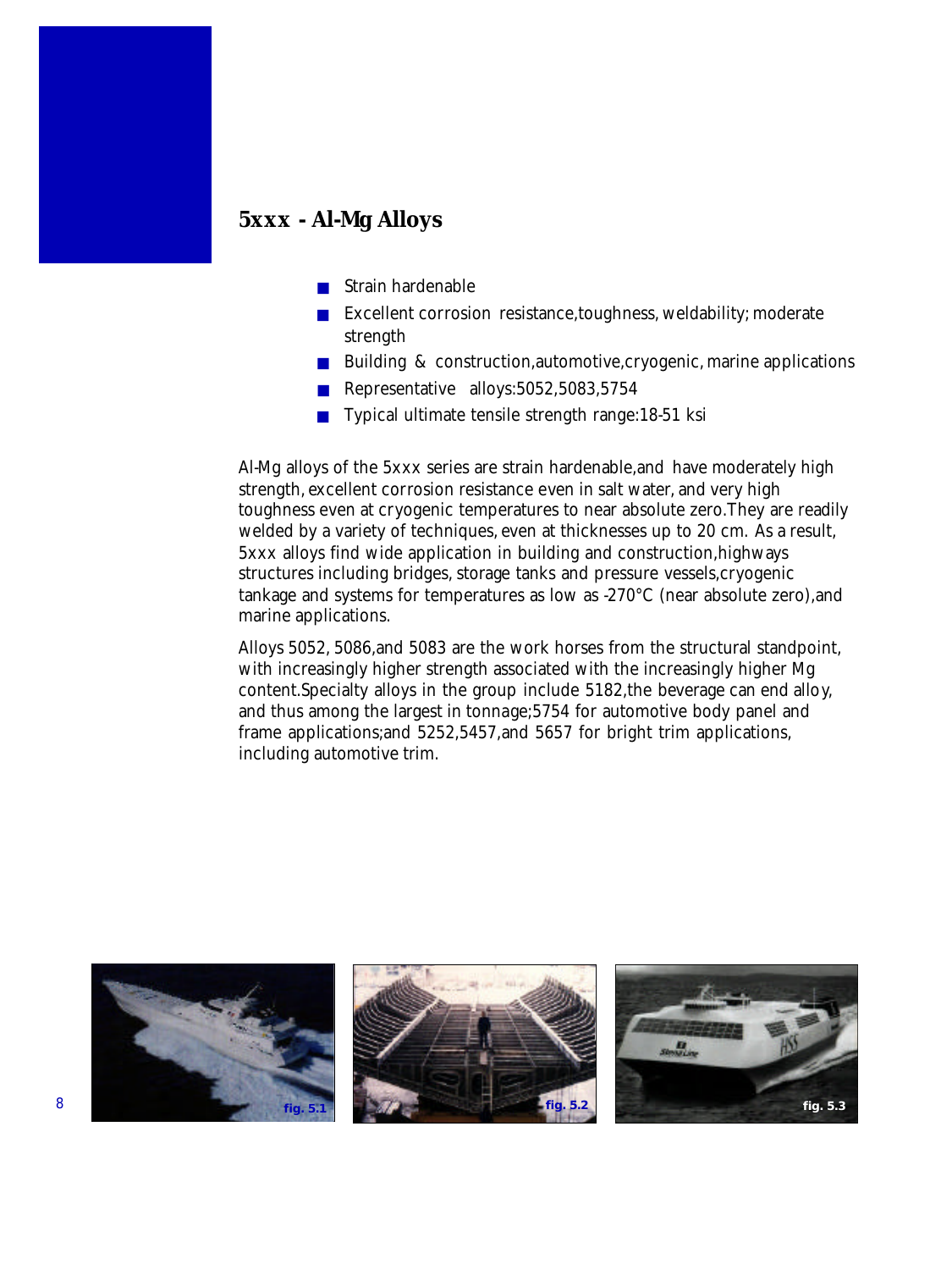# 5xxx - Al-Mg Alloys

- Strain hardenable
- Excellent corrosion resistance, toughness, weldability; moderate strength
- Building & construction, automotive, cryogenic, marine applications
- Representative alloys: 5052, 5083, 5754
- Typical ultimate tensile strength range: 18-51 ksi

Al-Mg alloys of the 5xxx series are strain hardenable, and have moderately high strength, excellent corrosion resistance even in salt water, and very high toughness even at cryogenic temperatures to near absolute zero. They are readily welded by a variety of techniques, even at thicknesses up to 20 cm. As a result, 5xxx alloys find wide application in building and construction, highways structures including bridges, storage tanks and pressure vessels, cryogenic tankage and systems for temperatures as low as -270°C (near absolute zero), and marine applications.

Alloys 5052, 5086, and 5083 are the work horses from the structural standpoint, with increasingly higher strength associated with the increasingly higher Mg content. Specialty alloys in the group include 5182, the beverage can end alloy, and thus among the largest in tonnage; 5754 for automotive body panel and frame applications; and 5252, 5457, and 5657 for bright trim applications, including automotive trim.

fig. 5.1

fig. 5.2

fig. 5.3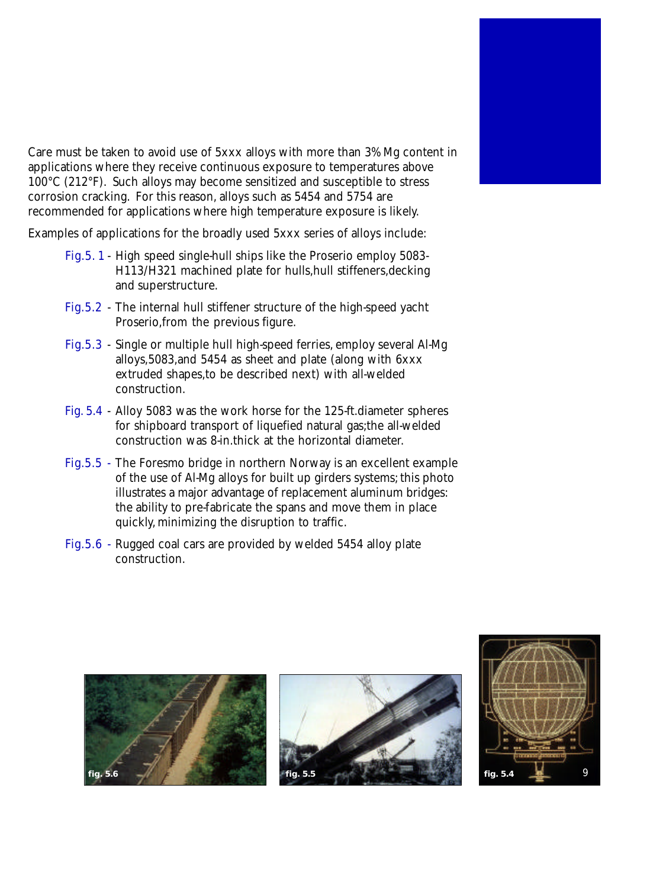Care must be taken to avoid use of 5xxx alloys with more than 3% Mg content in applications where they receive continuous exposure to temperatures above 100°C (212°F). Such alloys may become sensitized and susceptible to stress corrosion cracking. For this reason, alloys such as 5454 and 5754 are recommended for applications where high temperature exposure is likely.

Examples of applications for the broadly used 5xxx series of alloys include:

- Fig.5. 1 - High speed single-hull ships like the Proserio employ 5083-H113/H321 machined plate for hulls,hull stiffeners,decking and superstructure.
- Fig.5.2 - The internal hull stiffener structure of the high-speed yacht Proserio,from the previous figure.
- Fig.5.3 - Single or multiple hull high-speed ferries, employ several Al-Mg alloys,5083,and 5454 as sheet and plate (along with 6xxx extruded shapes,to be described next) with all-welded construction.
- Fig. 5.4 - Alloy 5083 was the work horse for the 125-ft.diameter spheres for shipboard transport of liquefied natural gas;the all-welded construction was 8-in.thick at the horizontal diameter.
- Fig.5.5 - The Foresmo bridge in northern Norway is an excellent example of the use of Al-Mg alloys for built up girders systems; this photo illustrates a major advantage of replacement aluminum bridges: the ability to pre-fabricate the spans and move them in place quickly, minimizing the disruption to traffic.
- Fig.5.6 - Rugged coal cars are provided by welded 5454 alloy plate construction.

fig. 5.6

fig. 5.5

fig. 5.4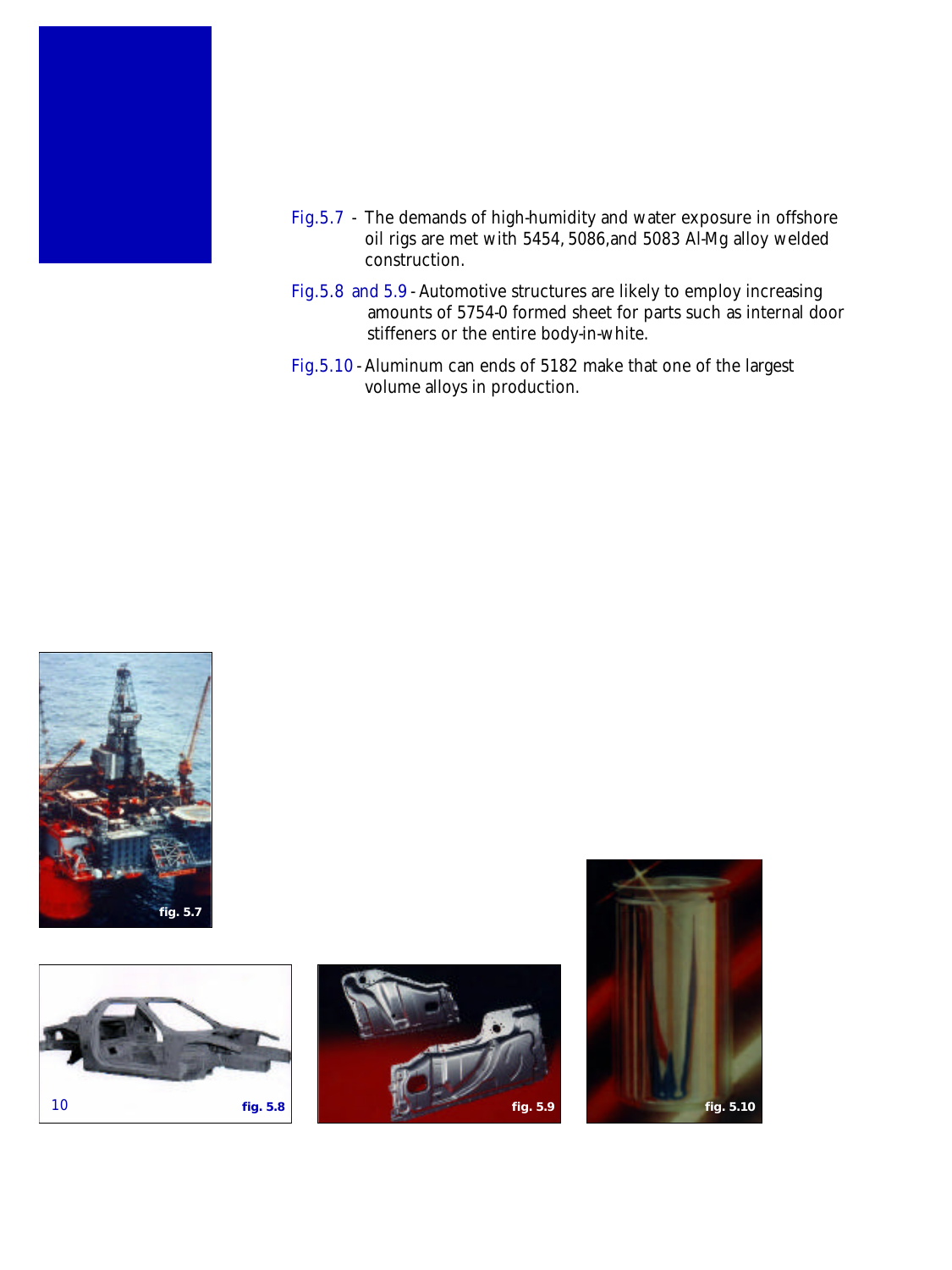Fig.5.7 - The demands of high-humidity and water exposure in offshore oil rigs are met with 5454, 5086,and 5083 Al-Mg alloy welded construction.

Fig.5.8 and 5.9 - Automotive structures are likely to employ increasing amounts of 5754-0 formed sheet for parts such as internal door stiffeners or the entire body-in-white.

Fig.5.10 - Aluminum can ends of 5182 make that one of the largest volume alloys in production.

fig. 5.7

fig. 5.8

fig. 5.9

fig. 5.10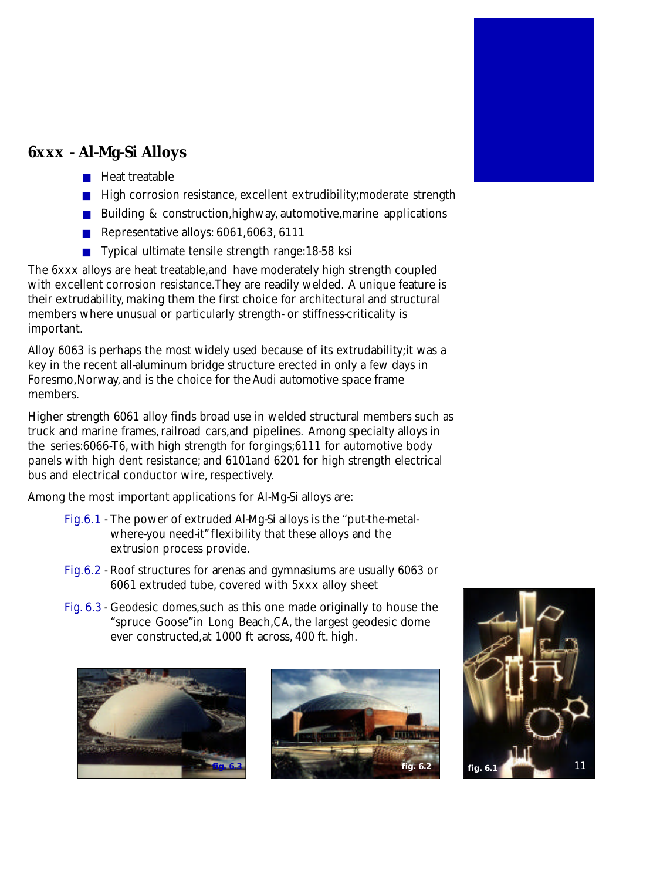## 6xxx - Al-Mg-Si Alloys

- Heat treatable
- High corrosion resistance, excellent extrudibility;moderate strength
- Building & construction,highway, automotive,marine applications
- Representative alloys: 6061,6063, 6111
- Typical ultimate tensile strength range:18-58 ksi

The 6xxx alloys are heat treatable,and have moderately high strength coupled with excellent corrosion resistance.They are readily welded. A unique feature is their extrudability, making them the first choice for architectural and structural members where unusual or particularly strength- or stiffness-criticality is important.

Alloy 6063 is perhaps the most widely used because of its extrudability;it was a key in the recent all-aluminum bridge structure erected in only a few days in Foresmo,Norway, and is the choice for the Audi automotive space frame members.

Higher strength 6061 alloy finds broad use in welded structural members such as truck and marine frames, railroad cars,and pipelines. Among specialty alloys in the series:6066-T6, with high strength for forgings;6111 for automotive body panels with high dent resistance; and 6101and 6201 for high strength electrical bus and electrical conductor wire, respectively.

Among the most important applications for Al-Mg-Si alloys are:

Fig.6.1 - The power of extruded Al-Mg-Si alloys is the "put-the-metal-where-you need-it" flexibility that these alloys and the extrusion process provide.

Fig.6.2 - Roof structures for arenas and gymnasiums are usually 6063 or 6061 extruded tube, covered with 5xxx alloy sheet

Fig. 6.3 - Geodesic domes,such as this one made originally to house the "spruce Goose"in Long Beach,CA, the largest geodesic dome ever constructed,at 1000 ft across, 400 ft. high.

fig. 6.3

fig. 6.2

fig. 6.1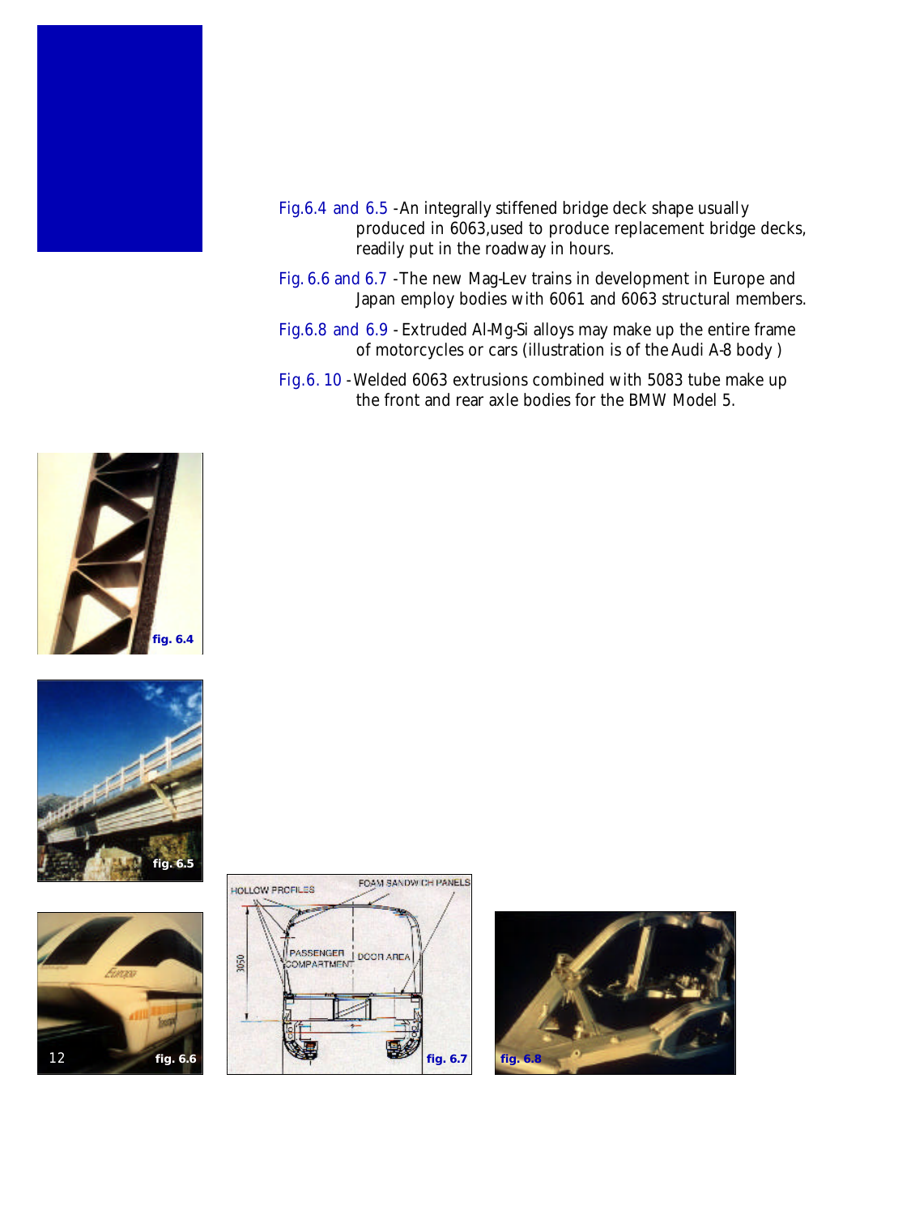Fig.6.4 and 6.5 - An integrally stiffened bridge deck shape usually produced in 6063, used to produce replacement bridge decks, readily put in the roadway in hours.

Fig. 6.6 and 6.7 - The new Mag-Lev trains in development in Europe and Japan employ bodies with 6061 and 6063 structural members.

Fig.6.8 and 6.9 - Extruded Al-Mg-Si alloys may make up the entire frame of motorcycles or cars (illustration is of the Audi A-8 body )

Fig.6. 10 - Welded 6063 extrusions combined with 5083 tube make up the front and rear axle bodies for the BMW Model 5.

fig. 6.4

fig. 6.5

fig. 6.6

fig. 6.7

fig. 6.8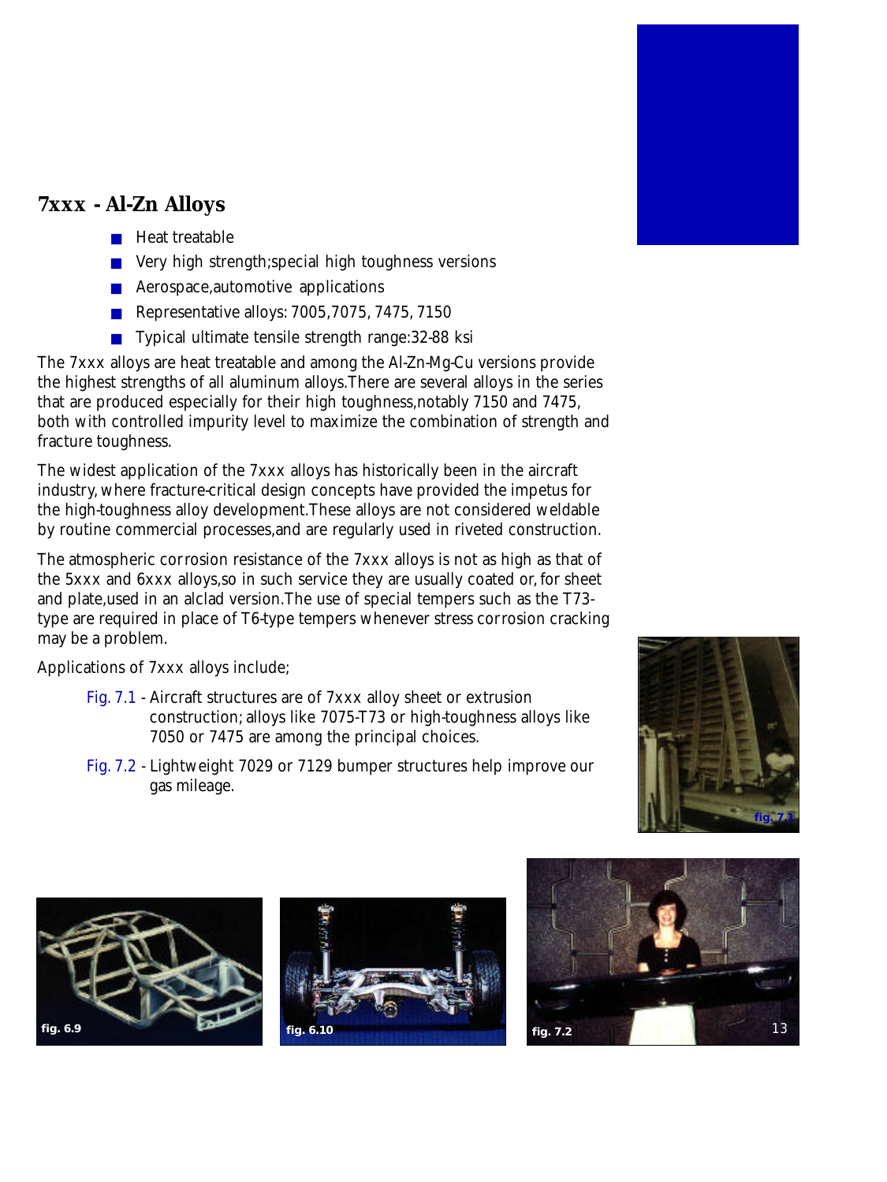## 7xxx - Al-Zn Alloys

- Heat treatable
- Very high strength;special high toughness versions
- Aerospace,automotive applications
- Representative alloys: 7005,7075, 7475, 7150
- Typical ultimate tensile strength range:32-88 ksi

The 7xxx alloys are heat treatable and among the Al-Zn-Mg-Cu versions provide the highest strengths of all aluminum alloys.There are several alloys in the series that are produced especially for their high toughness,notably 7150 and 7475, both with controlled impurity level to maximize the combination of strength and fracture toughness.

The widest application of the 7xxx alloys has historically been in the aircraft industry, where fracture-critical design concepts have provided the impetus for the high-toughness alloy development.These alloys are not considered weldable by routine commercial processes,and are regularly used in riveted construction.

The atmospheric corrosion resistance of the 7xxx alloys is not as high as that of the 5xxx and 6xxx alloys,so in such service they are usually coated or, for sheet and plate,used in an alclad version.The use of special tempers such as the T73-type are required in place of T6-type tempers whenever stress corrosion cracking may be a problem.

Applications of 7xxx alloys include;

Fig. 7.1 - Aircraft structures are of 7xxx alloy sheet or extrusion construction; alloys like 7075-T73 or high-toughness alloys like 7050 or 7475 are among the principal choices.

Fig. 7.2 - Lightweight 7029 or 7129 bumper structures help improve our gas mileage.

fig. 7.1

fig. 6.9

fig. 6.10

fig. 7.2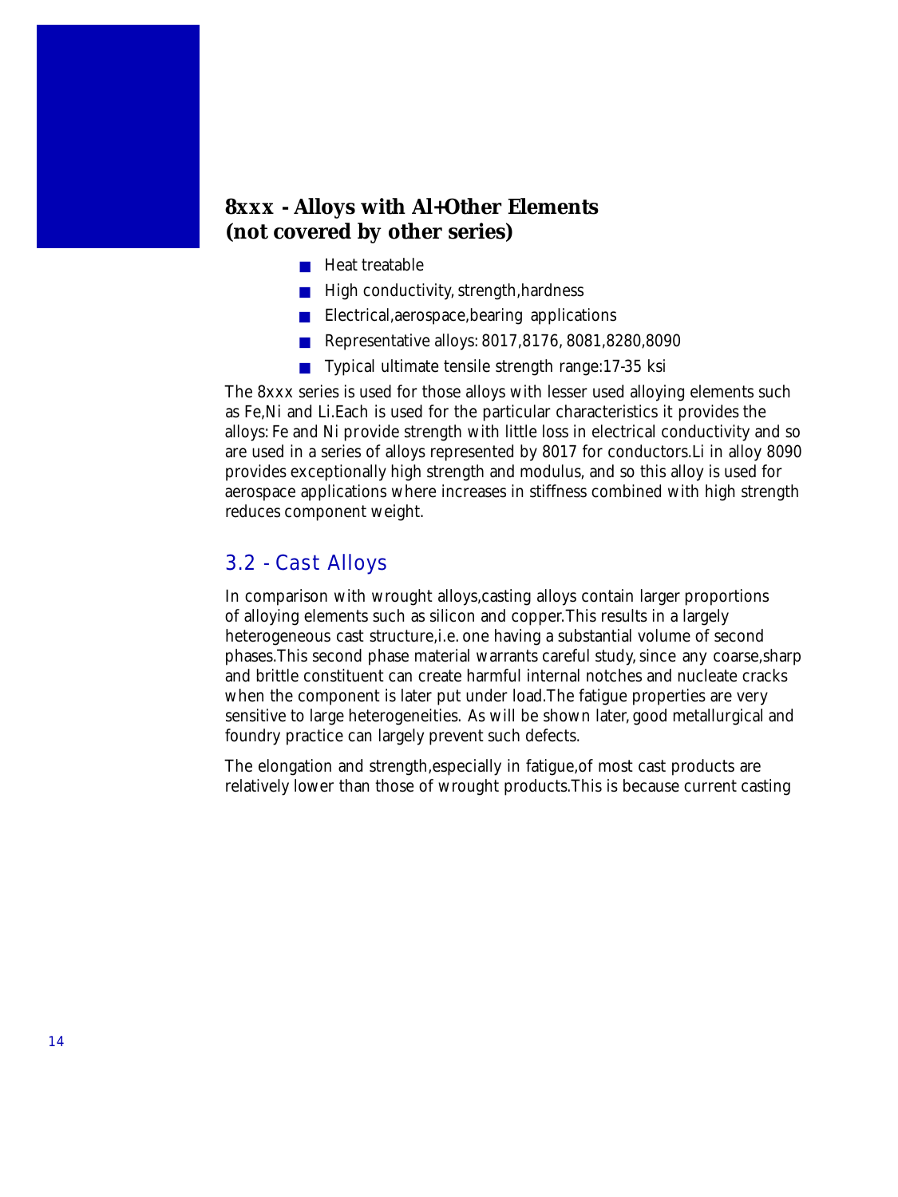### 8xxx - Alloys with Al+Other Elements (not covered by other series)

- Heat treatable
- High conductivity, strength, hardness
- Electrical, aerospace, bearing applications
- Representative alloys: 8017, 8176, 8081, 8280, 8090
- Typical ultimate tensile strength range: 17-35 ksi

The 8xxx series is used for those alloys with lesser used alloying elements such as Fe, Ni and Li. Each is used for the particular characteristics it provides the alloys: Fe and Ni provide strength with little loss in electrical conductivity and so are used in a series of alloys represented by 8017 for conductors. Li in alloy 8090 provides exceptionally high strength and modulus, and so this alloy is used for aerospace applications where increases in stiffness combined with high strength reduces component weight.

## 3.2 - Cast Alloys

In comparison with wrought alloys, casting alloys contain larger proportions of alloying elements such as silicon and copper. This results in a largely heterogeneous cast structure, i.e. one having a substantial volume of second phases. This second phase material warrants careful study, since any coarse, sharp and brittle constituent can create harmful internal notches and nucleate cracks when the component is later put under load. The fatigue properties are very sensitive to large heterogeneities. As will be shown later, good metallurgical and foundry practice can largely prevent such defects.

The elongation and strength, especially in fatigue, of most cast products are relatively lower than those of wrought products. This is because current casting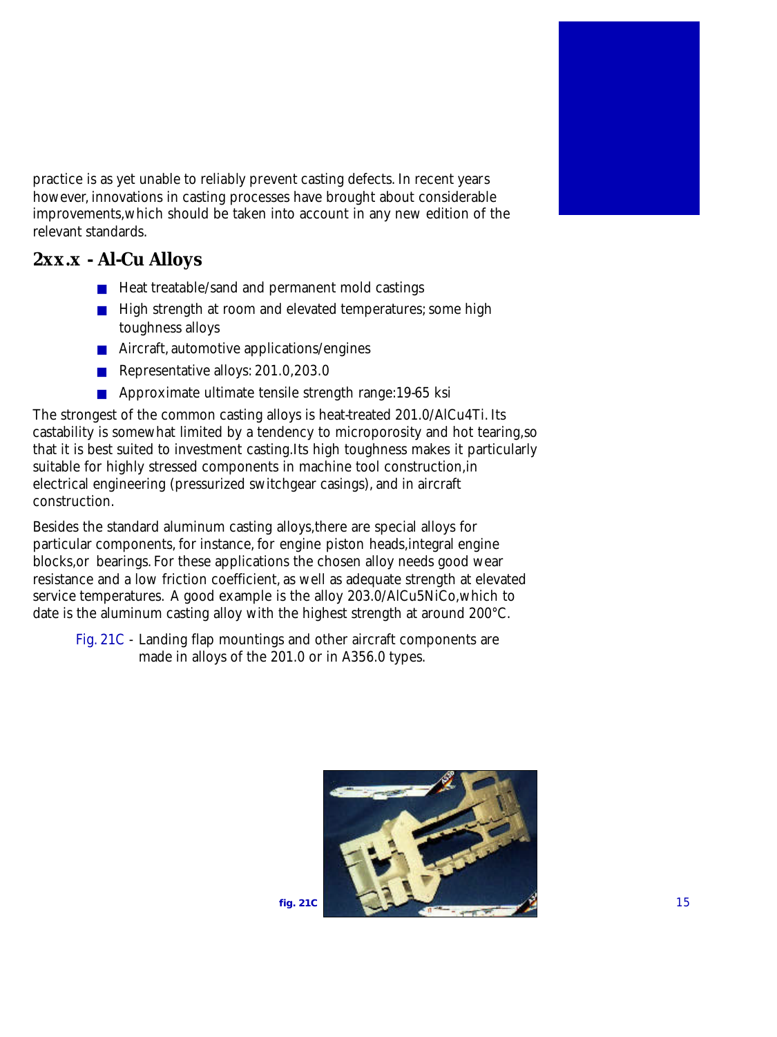practice is as yet unable to reliably prevent casting defects. In recent years however, innovations in casting processes have brought about considerable improvements,which should be taken into account in any new edition of the relevant standards.

## 2xx.x - Al-Cu Alloys

- Heat treatable/sand and permanent mold castings
- High strength at room and elevated temperatures; some high toughness alloys
- Aircraft, automotive applications/engines
- Representative alloys: 201.0,203.0
- Approximate ultimate tensile strength range:19-65 ksi

The strongest of the common casting alloys is heat-treated 201.0/AlCu4Ti. Its castability is somewhat limited by a tendency to microporosity and hot tearing,so that it is best suited to investment casting.Its high toughness makes it particularly suitable for highly stressed components in machine tool construction,in electrical engineering (pressurized switchgear casings), and in aircraft construction.

Besides the standard aluminum casting alloys,there are special alloys for particular components, for instance, for engine piston heads,integral engine blocks,or bearings. For these applications the chosen alloy needs good wear resistance and a low friction coefficient, as well as adequate strength at elevated service temperatures. A good example is the alloy 203.0/AlCu5NiCo,which to date is the aluminum casting alloy with the highest strength at around 200°C.

Fig. 21C - Landing flap mountings and other aircraft components are made in alloys of the 201.0 or in A356.0 types.

fig. 21C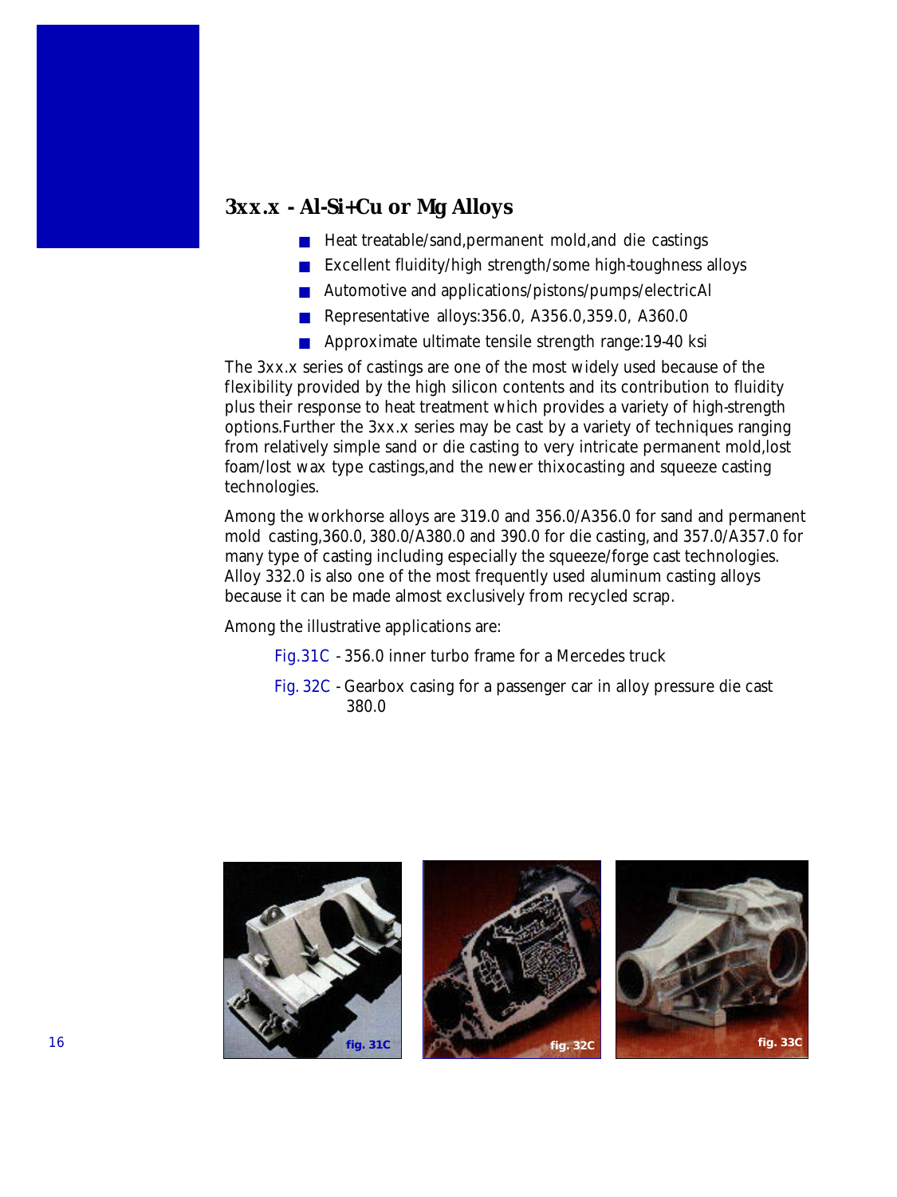## 3xx.x - Al-Si+Cu or Mg Alloys

- Heat treatable/sand,permanent mold,and die castings
- Excellent fluidity/high strength/some high-toughness alloys
- Automotive and applications/pistons/pumps/electricAl
- Representative alloys:356.0, A356.0,359.0, A360.0
- Approximate ultimate tensile strength range:19-40 ksi

The 3xx.x series of castings are one of the most widely used because of the flexibility provided by the high silicon contents and its contribution to fluidity plus their response to heat treatment which provides a variety of high-strength options.Further the 3xx.x series may be cast by a variety of techniques ranging from relatively simple sand or die casting to very intricate permanent mold,lost foam/lost wax type castings,and the newer thixocasting and squeeze casting technologies.

Among the workhorse alloys are 319.0 and 356.0/A356.0 for sand and permanent mold casting,360.0, 380.0/A380.0 and 390.0 for die casting, and 357.0/A357.0 for many type of casting including especially the squeeze/forge cast technologies. Alloy 332.0 is also one of the most frequently used aluminum casting alloys because it can be made almost exclusively from recycled scrap.

Among the illustrative applications are:

Fig.31C - 356.0 inner turbo frame for a Mercedes truck

Fig. 32C - Gearbox casing for a passenger car in alloy pressure die cast 380.0

fig. 31C

fig. 32C

fig. 33C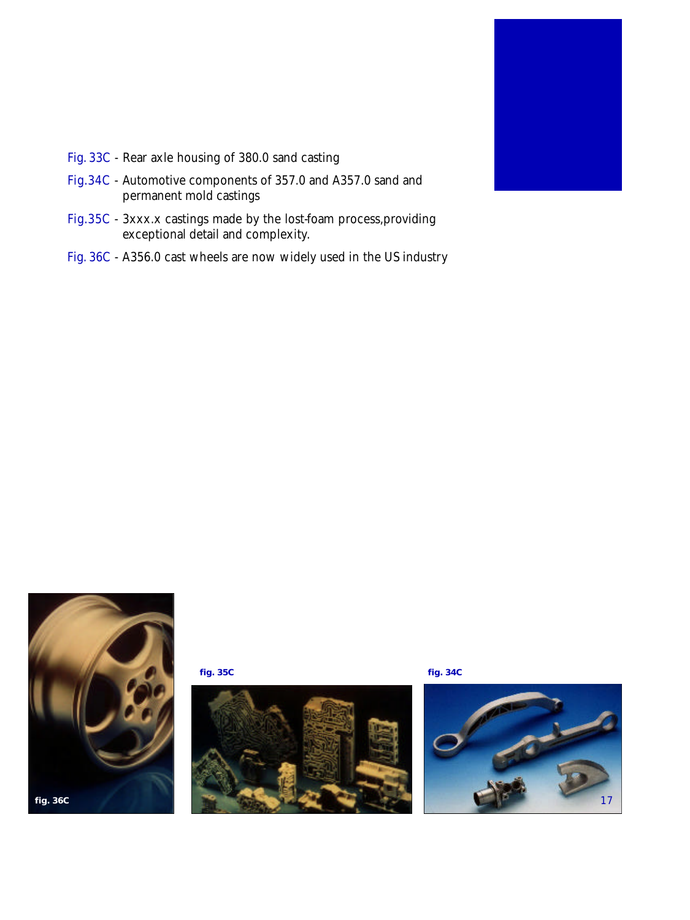Fig. 33C - Rear axle housing of 380.0 sand casting

Fig.34C - Automotive components of 357.0 and A357.0 sand and permanent mold castings

Fig.35C - 3xxx.x castings made by the lost-foam process,providing exceptional detail and complexity.

Fig. 36C - A356.0 cast wheels are now widely used in the US industry

fig. 36C

fig. 35C

fig. 34C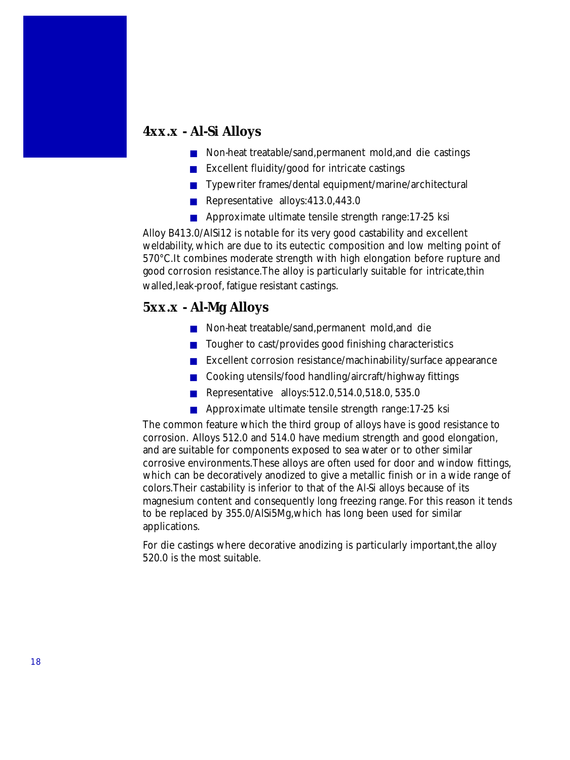## 4xx.x - Al-Si Alloys

- Non-heat treatable/sand,permanent mold,and die castings
- Excellent fluidity/good for intricate castings
- Typewriter frames/dental equipment/marine/architectural
- Representative alloys:413.0,443.0
- Approximate ultimate tensile strength range:17-25 ksi

Alloy B413.0/AlSi12 is notable for its very good castability and excellent weldability, which are due to its eutectic composition and low melting point of 570°C.It combines moderate strength with high elongation before rupture and good corrosion resistance.The alloy is particularly suitable for intricate,thin walled,leak-proof, fatigue resistant castings.

## 5xx.x - Al-Mg Alloys

- Non-heat treatable/sand,permanent mold,and die
- Tougher to cast/provides good finishing characteristics
- Excellent corrosion resistance/machinability/surface appearance
- Cooking utensils/food handling/aircraft/highway fittings
- Representative alloys:512.0,514.0,518.0, 535.0
- Approximate ultimate tensile strength range:17-25 ksi

The common feature which the third group of alloys have is good resistance to corrosion. Alloys 512.0 and 514.0 have medium strength and good elongation, and are suitable for components exposed to sea water or to other similar corrosive environments.These alloys are often used for door and window fittings, which can be decoratively anodized to give a metallic finish or in a wide range of colors.Their castability is inferior to that of the Al-Si alloys because of its magnesium content and consequently long freezing range. For this reason it tends to be replaced by 355.0/AlSi5Mg,which has long been used for similar applications.

For die castings where decorative anodizing is particularly important,the alloy 520.0 is the most suitable.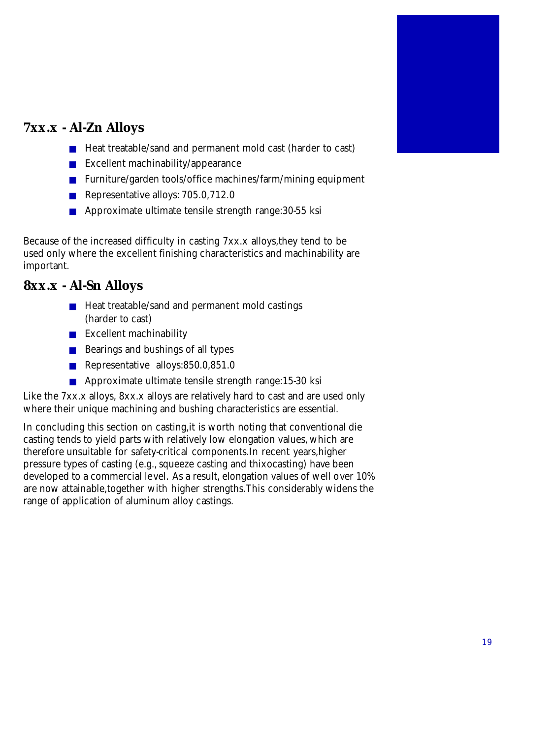## 7xx.x - Al-Zn Alloys

- Heat treatable/sand and permanent mold cast (harder to cast)
- Excellent machinability/appearance
- Furniture/garden tools/office machines/farm/mining equipment
- Representative alloys: 705.0,712.0
- Approximate ultimate tensile strength range:30-55 ksi

Because of the increased difficulty in casting 7xx.x alloys,they tend to be used only where the excellent finishing characteristics and machinability are important.

## 8xx.x - Al-Sn Alloys

- Heat treatable/sand and permanent mold castings (harder to cast)
- Excellent machinability
- Bearings and bushings of all types
- Representative alloys:850.0,851.0
- Approximate ultimate tensile strength range:15-30 ksi

Like the 7xx.x alloys, 8xx.x alloys are relatively hard to cast and are used only where their unique machining and bushing characteristics are essential.

In concluding this section on casting,it is worth noting that conventional die casting tends to yield parts with relatively low elongation values, which are therefore unsuitable for safety-critical components.In recent years,higher pressure types of casting (e.g., squeeze casting and thixocasting) have been developed to a commercial level. As a result, elongation values of well over 10% are now attainable,together with higher strengths.This considerably widens the range of application of aluminum alloy castings.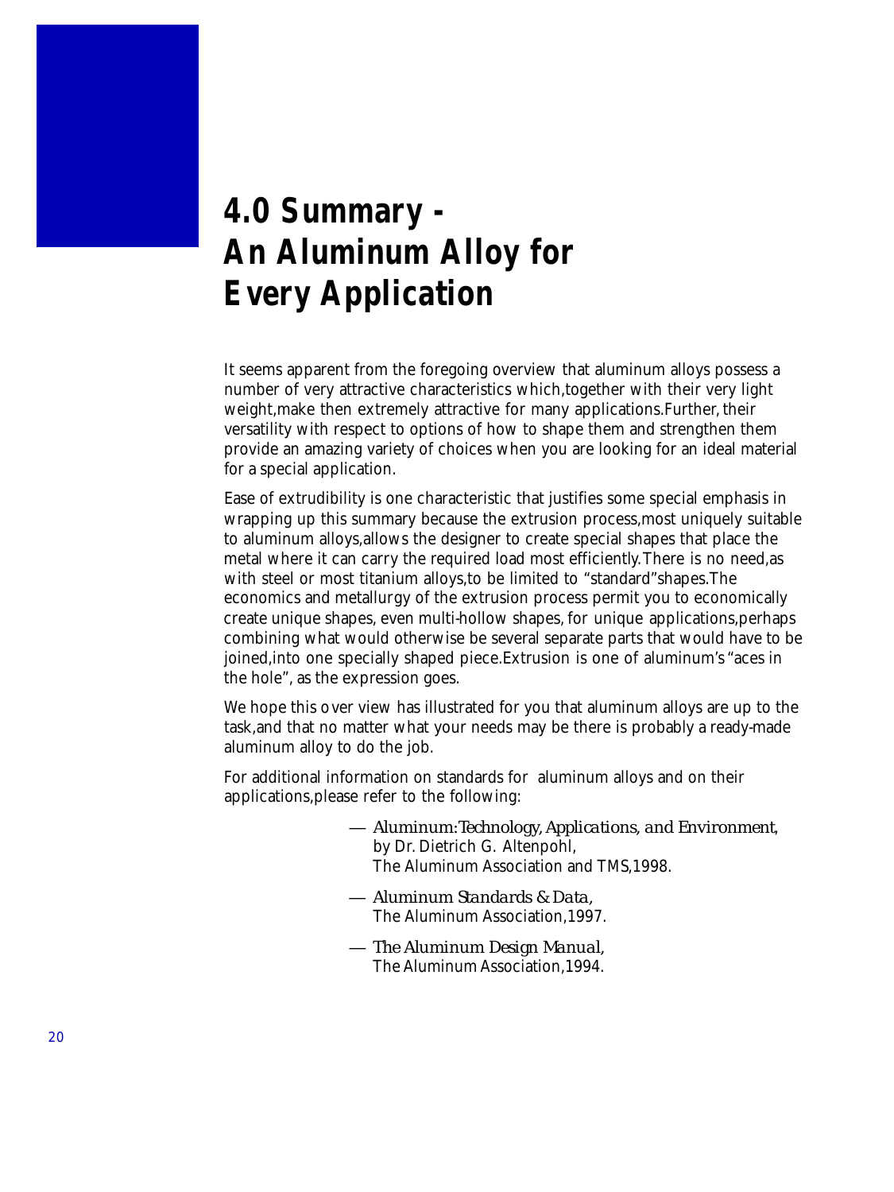# 4.0 Summary - An Aluminum Alloy for Every Application

It seems apparent from the foregoing overview that aluminum alloys possess a number of very attractive characteristics which,together with their very light weight,make then extremely attractive for many applications.Further, their versatility with respect to options of how to shape them and strengthen them provide an amazing variety of choices when you are looking for an ideal material for a special application.

Ease of extrudibility is one characteristic that justifies some special emphasis in wrapping up this summary because the extrusion process,most uniquely suitable to aluminum alloys,allows the designer to create special shapes that place the metal where it can carry the required load most efficiently.There is no need,as with steel or most titanium alloys,to be limited to "standard"shapes.The economics and metallurgy of the extrusion process permit you to economically create unique shapes, even multi-hollow shapes, for unique applications,perhaps combining what would otherwise be several separate parts that would have to be joined,into one specially shaped piece.Extrusion is one of aluminum's "aces in the hole", as the expression goes.

We hope this over view has illustrated for you that aluminum alloys are up to the task,and that no matter what your needs may be there is probably a ready-made aluminum alloy to do the job.

For additional information on standards for aluminum alloys and on their applications,please refer to the following:

— *Aluminum: Technology, Applications, and Environment*, by Dr. Dietrich G. Altenpohl, The Aluminum Association and TMS,1998.

— *Aluminum Standards & Data*, The Aluminum Association,1997.

— *The Aluminum Design Manual*, The Aluminum Association,1994.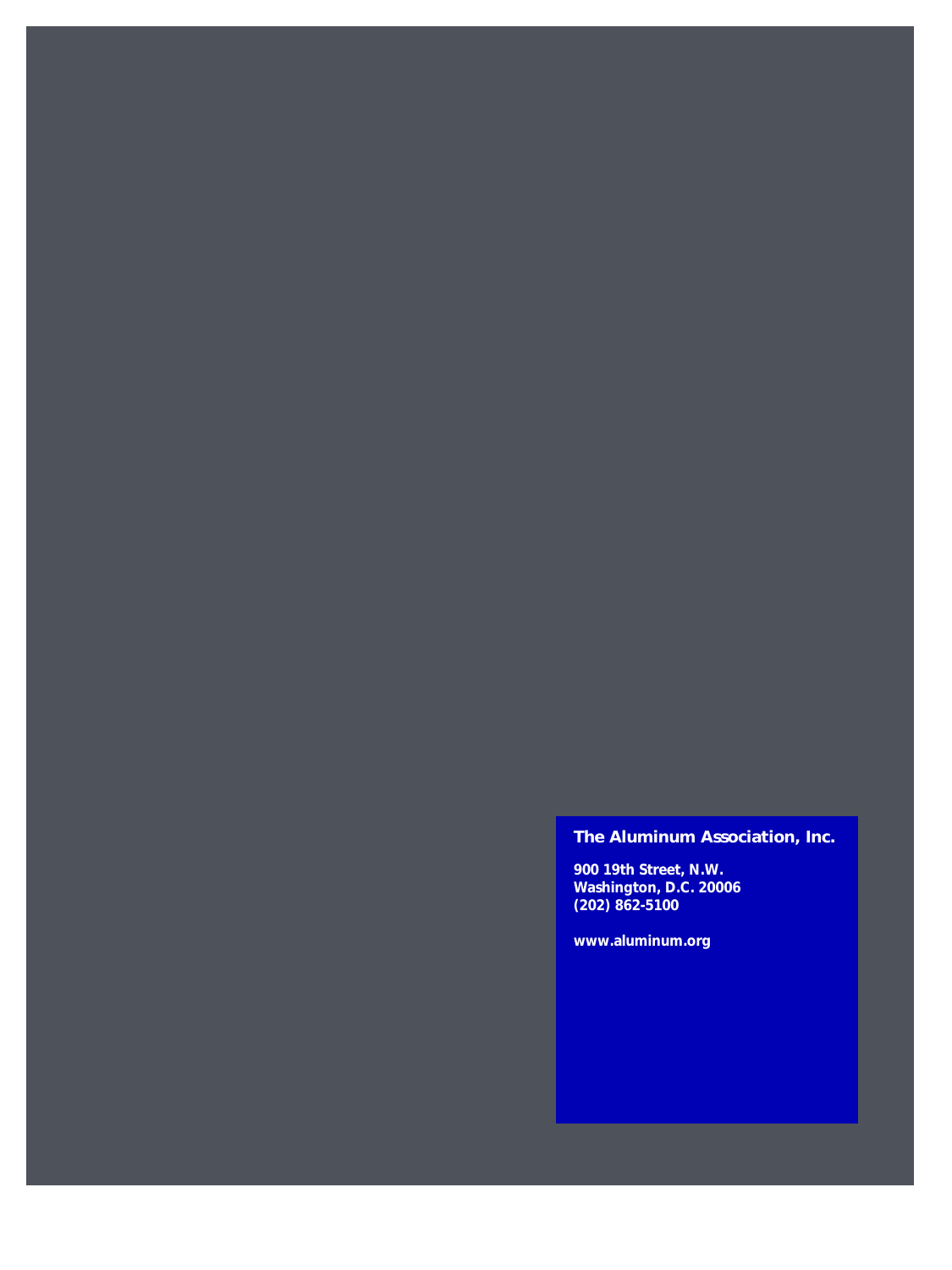**The Aluminum Association, Inc.**

**900 19th Street, N.W.**
**Washington, D.C. 20006**
**(202) 862-5100**

**www.aluminum.org**